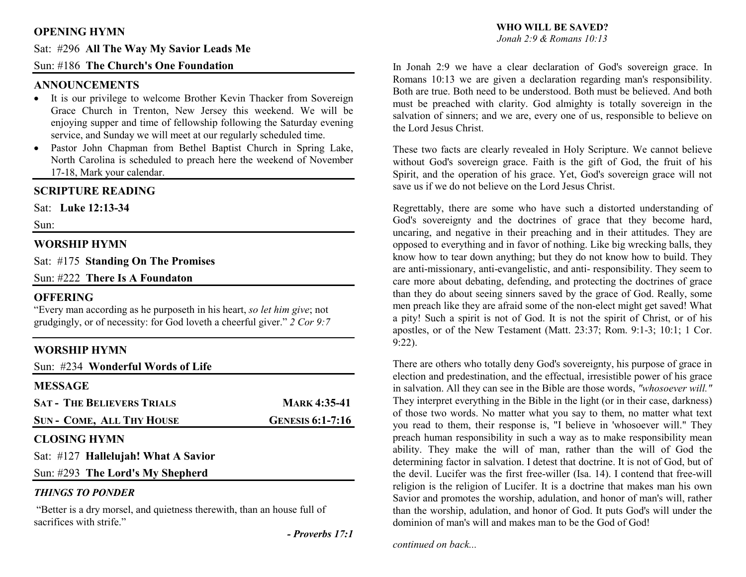## OPENING HYMN

Sat: #296 **All The Way My Savior Leads Me**

Sun: #186 **The Church's One Foundation**

## ANNOUNCEMENTS

- It is our privilege to welcome Brother Kevin Thacker from Sovereign Grace Church in Trenton, New Jersey this weekend. We will be enjoying supper and time of fellowship following the Saturday evening service, and Sunday we will meet at our regularly scheduled time.
- Pastor John Chapman from Bethel Baptist Church in Spring Lake, North Carolina is scheduled to preach here the weekend of November 17-18, Mark your calendar.

## SCRIPTURE READING

Sat: **Luke 12:13-34**

Sun:

## WORSHIP HYMN

Sat: #175 **Standing On The Promises**

Sun: #222 **There Is A Foundaton**

## OFFERING

"Every man according as he purposeth in his heart, *so let him give*; not grudgingly, or of necessity: for God loveth a cheerful giver." *2 Cor 9:7*

## WORSHIP HYMN

Sun: #234 **Wonderful Words of Life**

## MESSAGE

| | |
|---|---|
| **SAT - THE BELIEVERS TRIALS** | **MARK 4:35-41** |
| **SUN - COME, ALL THY HOUSE** | **GENESIS 6:1-7:16** |

## CLOSING HYMN

Sat: #127 **Hallelujah! What A Savior**

Sun: #293 **The Lord's My Shepherd**

### *THINGS TO PONDER*

"Better is a dry morsel, and quietness therewith, than an house full of sacrifices with strife."

***- Proverbs 17:1***

## WHO WILL BE SAVED?

*Jonah 2:9 & Romans 10:13*

In Jonah 2:9 we have a clear declaration of God's sovereign grace. In Romans 10:13 we are given a declaration regarding man's responsibility. Both are true. Both need to be understood. Both must be believed. And both must be preached with clarity. God almighty is totally sovereign in the salvation of sinners; and we are, every one of us, responsible to believe on the Lord Jesus Christ.

These two facts are clearly revealed in Holy Scripture. We cannot believe without God's sovereign grace. Faith is the gift of God, the fruit of his Spirit, and the operation of his grace. Yet, God's sovereign grace will not save us if we do not believe on the Lord Jesus Christ.

Regrettably, there are some who have such a distorted understanding of God's sovereignty and the doctrines of grace that they become hard, uncaring, and negative in their preaching and in their attitudes. They are opposed to everything and in favor of nothing. Like big wrecking balls, they know how to tear down anything; but they do not know how to build. They are anti-missionary, anti-evangelistic, and anti- responsibility. They seem to care more about debating, defending, and protecting the doctrines of grace than they do about seeing sinners saved by the grace of God. Really, some men preach like they are afraid some of the non-elect might get saved! What a pity! Such a spirit is not of God. It is not the spirit of Christ, or of his apostles, or of the New Testament (Matt. 23:37; Rom. 9:1-3; 10:1; 1 Cor. 9:22).

There are others who totally deny God's sovereignty, his purpose of grace in election and predestination, and the effectual, irresistible power of his grace in salvation. All they can see in the Bible are those words, *"whosoever will."* They interpret everything in the Bible in the light (or in their case, darkness) of those two words. No matter what you say to them, no matter what text you read to them, their response is, "I believe in 'whosoever will." They preach human responsibility in such a way as to make responsibility mean ability. They make the will of man, rather than the will of God the determining factor in salvation. I detest that doctrine. It is not of God, but of the devil. Lucifer was the first free-willer (Isa. 14). I contend that free-will religion is the religion of Lucifer. It is a doctrine that makes man his own Savior and promotes the worship, adulation, and honor of man's will, rather than the worship, adulation, and honor of God. It puts God's will under the dominion of man's will and makes man to be the God of God!

*continued on back...*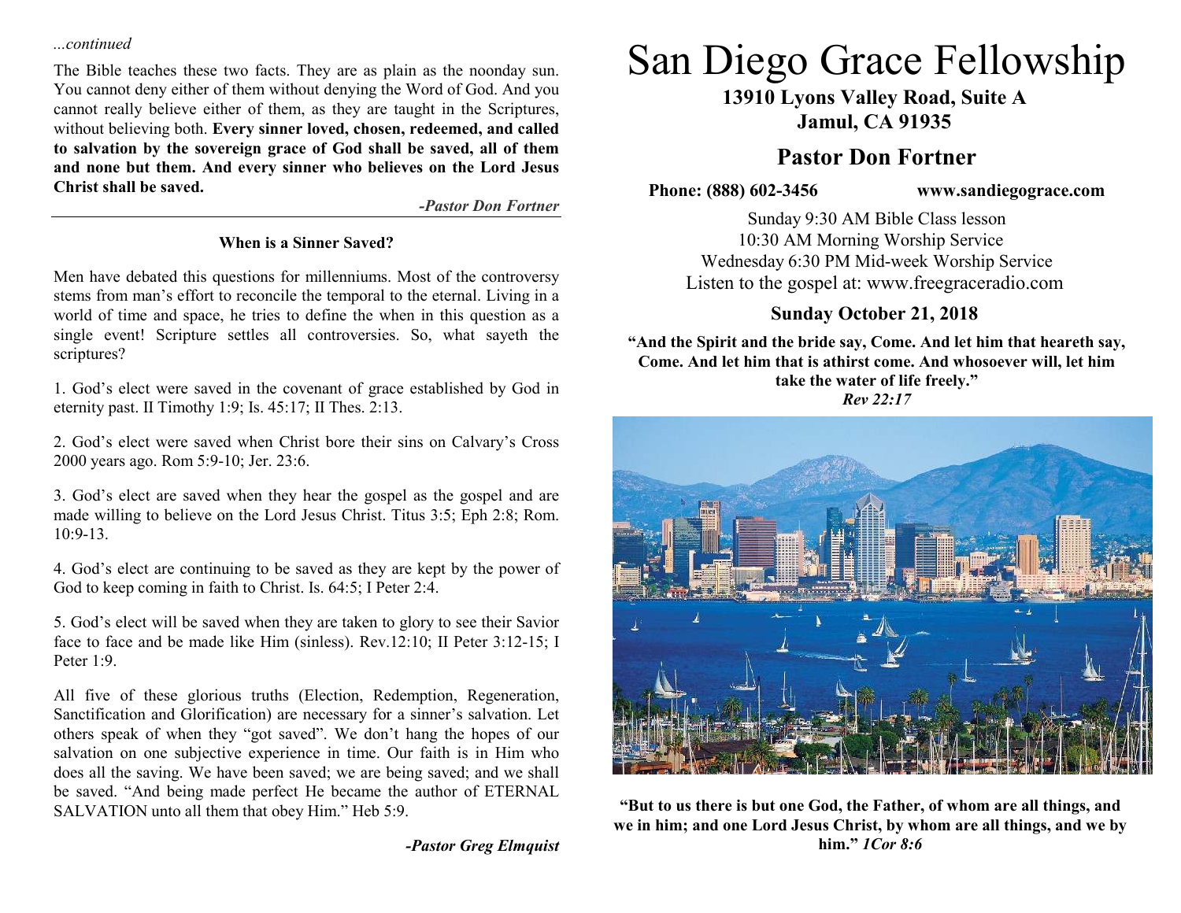*...continued*

The Bible teaches these two facts. They are as plain as the noonday sun. You cannot deny either of them without denying the Word of God. And you cannot really believe either of them, as they are taught in the Scriptures, without believing both. **Every sinner loved, chosen, redeemed, and called to salvation by the sovereign grace of God shall be saved, all of them and none but them. And every sinner who believes on the Lord Jesus Christ shall be saved.**

***-Pastor Don Fortner***

---

### When is a Sinner Saved?

Men have debated this questions for millenniums. Most of the controversy stems from man's effort to reconcile the temporal to the eternal. Living in a world of time and space, he tries to define the when in this question as a single event! Scripture settles all controversies. So, what sayeth the scriptures?

1. God's elect were saved in the covenant of grace established by God in eternity past. II Timothy 1:9; Is. 45:17; II Thes. 2:13.

2. God's elect were saved when Christ bore their sins on Calvary's Cross 2000 years ago. Rom 5:9-10; Jer. 23:6.

3. God's elect are saved when they hear the gospel as the gospel and are made willing to believe on the Lord Jesus Christ. Titus 3:5; Eph 2:8; Rom. 10:9-13.

4. God's elect are continuing to be saved as they are kept by the power of God to keep coming in faith to Christ. Is. 64:5; I Peter 2:4.

5. God's elect will be saved when they are taken to glory to see their Savior face to face and be made like Him (sinless). Rev.12:10; II Peter 3:12-15; I Peter 1:9.

All five of these glorious truths (Election, Redemption, Regeneration, Sanctification and Glorification) are necessary for a sinner's salvation. Let others speak of when they "got saved". We don't hang the hopes of our salvation on one subjective experience in time. Our faith is in Him who does all the saving. We have been saved; we are being saved; and we shall be saved. "And being made perfect He became the author of ETERNAL SALVATION unto all them that obey Him." Heb 5:9.

***-Pastor Greg Elmquist***

# San Diego Grace Fellowship

**13910 Lyons Valley Road, Suite A**
**Jamul, CA 91935**

## Pastor Don Fortner

**Phone: (888) 602-3456** **www.sandiegograce.com**

Sunday 9:30 AM Bible Class lesson
10:30 AM Morning Worship Service
Wednesday 6:30 PM Mid-week Worship Service
Listen to the gospel at: www.freegraceradio.com

### Sunday October 21, 2018

**"And the Spirit and the bride say, Come. And let him that heareth say, Come. And let him that is athirst come. And whosoever will, let him take the water of life freely."**
***Rev 22:17***

**"But to us there is but one God, the Father, of whom are all things, and we in him; and one Lord Jesus Christ, by whom are all things, and we by him."** ***1Cor 8:6***